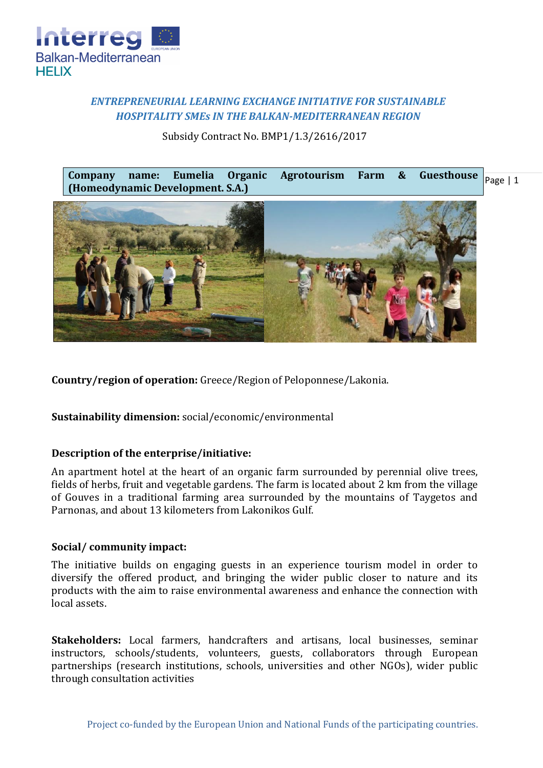*ENTREPRENEURIAL LEARNING EXCHANGE INITIATIVE FOR SUSTAINABLE HOSPITALITY SMEs IN THE BALKAN-MEDITERRANEAN REGION*

Subsidy Contract No. BMP1/1.3/2616/2017

**Company name: Eumelia Organic Agrotourism Farm & Guesthouse (Homeodynamic Development. S.A.)**

**Country/region of operation:** Greece/Region of Peloponnese/Lakonia.

**Sustainability dimension:** social/economic/environmental

**Description of the enterprise/initiative:**

An apartment hotel at the heart of an organic farm surrounded by perennial olive trees, fields of herbs, fruit and vegetable gardens. The farm is located about 2 km from the village of Gouves in a traditional farming area surrounded by the mountains of Taygetos and Parnonas, and about 13 kilometers from Lakonikos Gulf.

**Social/ community impact:**

The initiative builds on engaging guests in an experience tourism model in order to diversify the offered product, and bringing the wider public closer to nature and its products with the aim to raise environmental awareness and enhance the connection with local assets.

**Stakeholders:** Local farmers, handcrafters and artisans, local businesses, seminar instructors, schools/students, volunteers, guests, collaborators through European partnerships (research institutions, schools, universities and other NGOs), wider public through consultation activities

Project co-funded by the European Union and National Funds of the participating countries.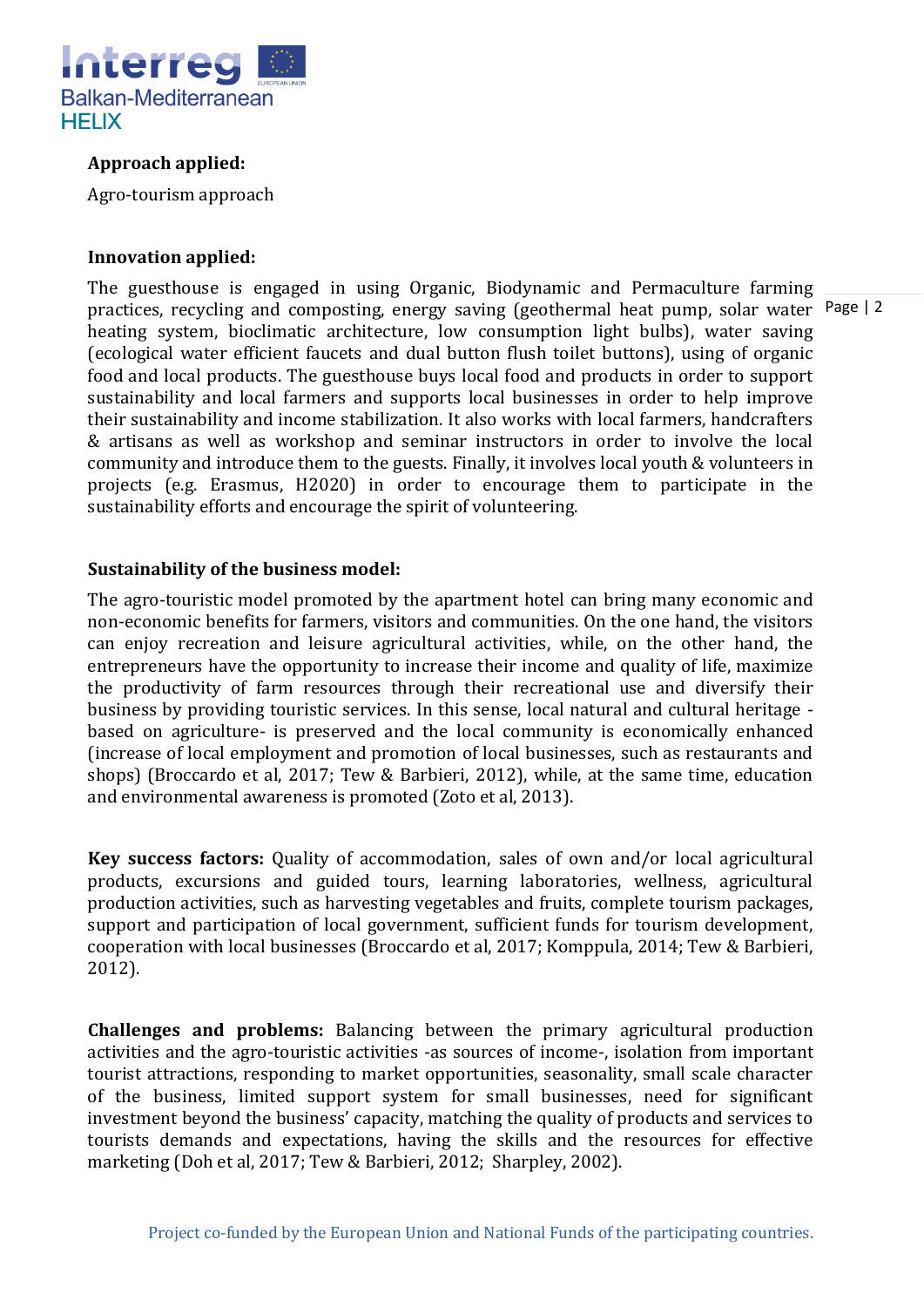**Approach applied:**

Agro-tourism approach

**Innovation applied:**

The guesthouse is engaged in using Organic, Biodynamic and Permaculture farming practices, recycling and composting, energy saving (geothermal heat pump, solar water heating system, bioclimatic architecture, low consumption light bulbs), water saving (ecological water efficient faucets and dual button flush toilet buttons), using of organic food and local products. The guesthouse buys local food and products in order to support sustainability and local farmers and supports local businesses in order to help improve their sustainability and income stabilization. It also works with local farmers, handcrafters & artisans as well as workshop and seminar instructors in order to involve the local community and introduce them to the guests. Finally, it involves local youth & volunteers in projects (e.g. Erasmus, H2020) in order to encourage them to participate in the sustainability efforts and encourage the spirit of volunteering.

**Sustainability of the business model:**

The agro-touristic model promoted by the apartment hotel can bring many economic and non-economic benefits for farmers, visitors and communities. On the one hand, the visitors can enjoy recreation and leisure agricultural activities, while, on the other hand, the entrepreneurs have the opportunity to increase their income and quality of life, maximize the productivity of farm resources through their recreational use and diversify their business by providing touristic services. In this sense, local natural and cultural heritage -based on agriculture- is preserved and the local community is economically enhanced (increase of local employment and promotion of local businesses, such as restaurants and shops) (Broccardo et al, 2017; Tew & Barbieri, 2012), while, at the same time, education and environmental awareness is promoted (Zoto et al, 2013).

**Key success factors:** Quality of accommodation, sales of own and/or local agricultural products, excursions and guided tours, learning laboratories, wellness, agricultural production activities, such as harvesting vegetables and fruits, complete tourism packages, support and participation of local government, sufficient funds for tourism development, cooperation with local businesses (Broccardo et al, 2017; Komppula, 2014; Tew & Barbieri, 2012).

**Challenges and problems:** Balancing between the primary agricultural production activities and the agro-touristic activities -as sources of income-, isolation from important tourist attractions, responding to market opportunities, seasonality, small scale character of the business, limited support system for small businesses, need for significant investment beyond the business' capacity, matching the quality of products and services to tourists demands and expectations, having the skills and the resources for effective marketing (Doh et al, 2017; Tew & Barbieri, 2012; Sharpley, 2002).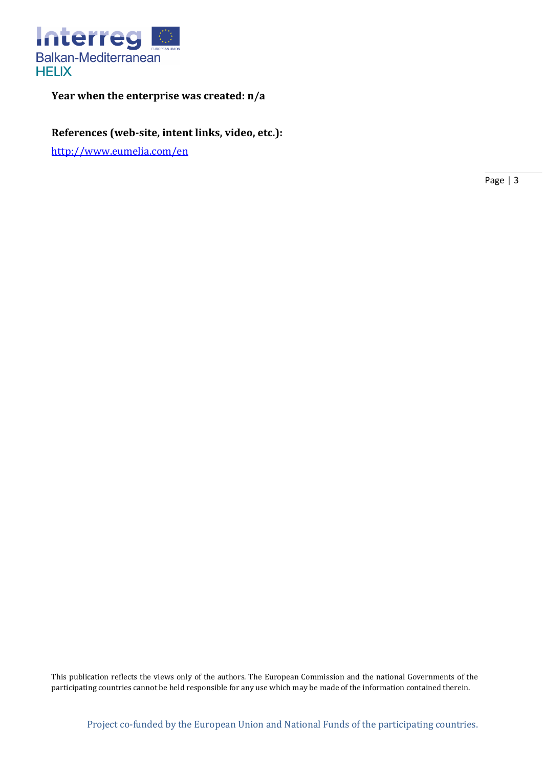**Year when the enterprise was created: n/a**

**References (web-site, intent links, video, etc.):**

http://www.eumelia.com/en

This publication reflects the views only of the authors. The European Commission and the national Governments of the participating countries cannot be held responsible for any use which may be made of the information contained therein.

Project co-funded by the European Union and National Funds of the participating countries.